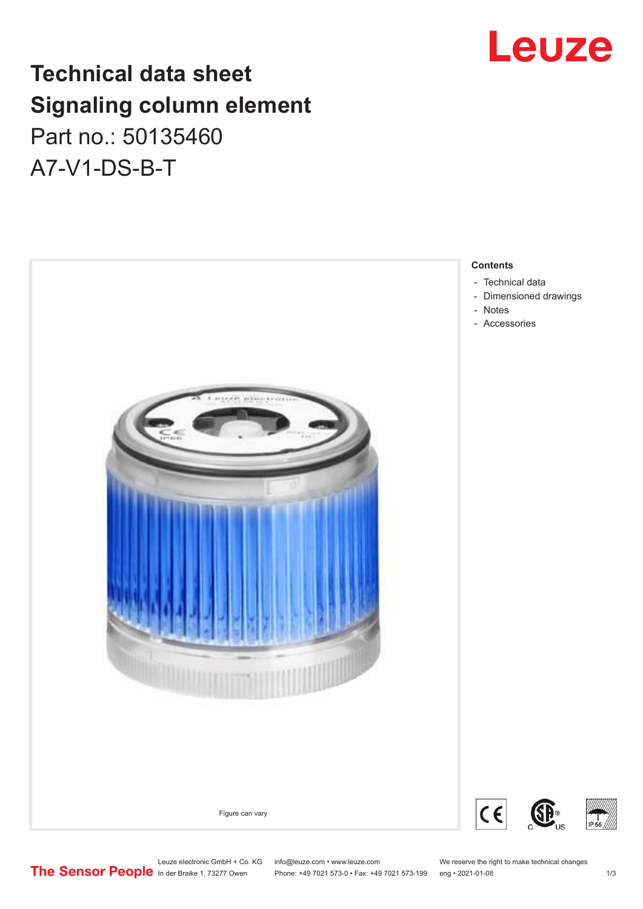# Technical data sheet
# Signaling column element
Part no.: 50135460
A7-V1-DS-B-T

Figure can vary

**Contents**

- Technical data
- Dimensioned drawings
- Notes
- Accessories

Leuze electronic GmbH + Co. KG
In der Braike 1, 73277 Owen

info@leuze.com • www.leuze.com
Phone: +49 7021 573-0 • Fax: +49 7021 573-199

We reserve the right to make technical changes
eng • 2021-01-08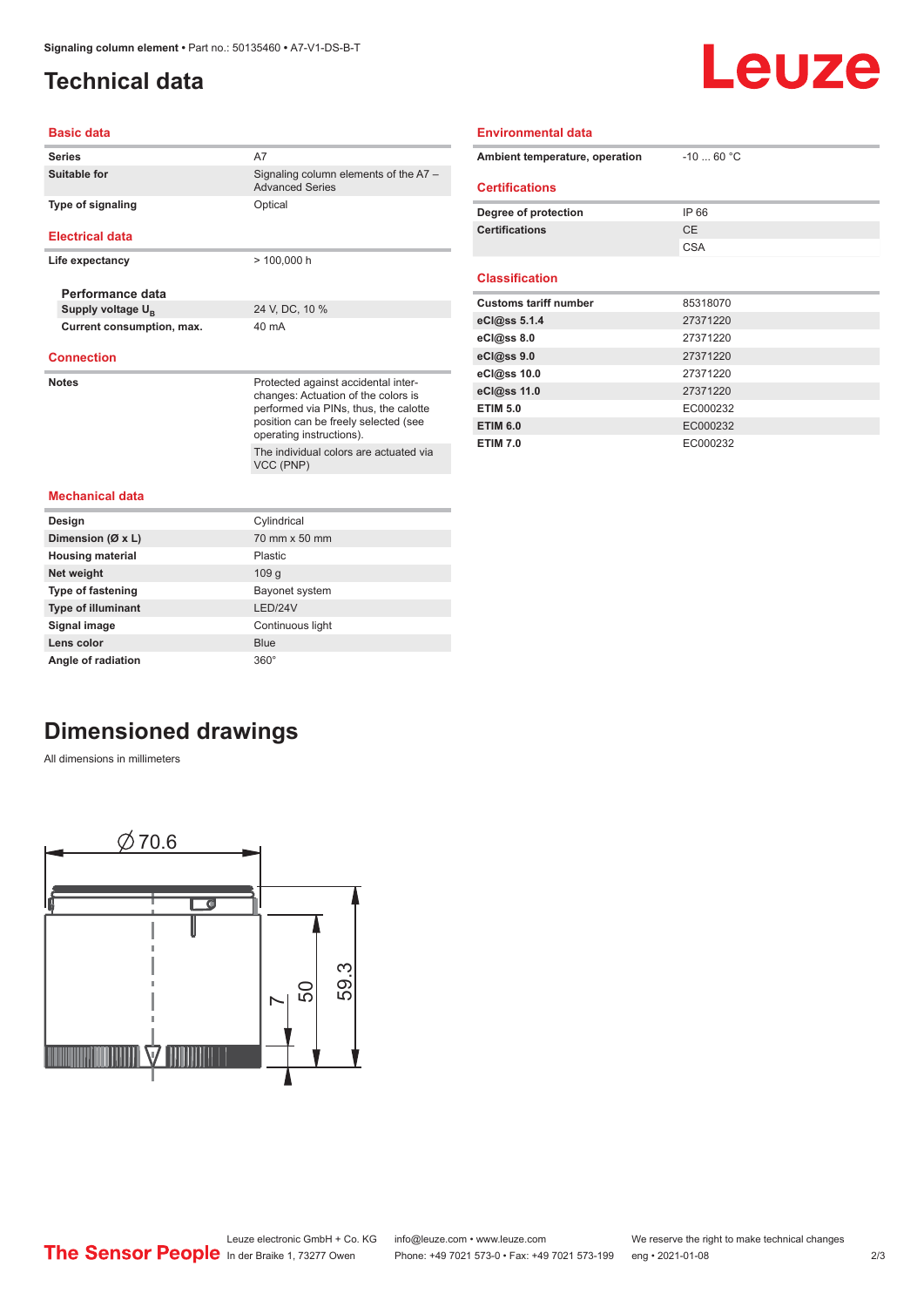# Technical data

## Basic data

| | |
|---|---|
| Series | A7 |
| Suitable for | Signaling column elements of the A7 – Advanced Series |
| Type of signaling | Optical |

## Electrical data

| | |
|---|---|
| Life expectancy | > 100,000 h |

### Performance data

| | |
|---|---|
| Supply voltage $U_B$ | 24 V, DC, 10 % |
| Current consumption, max. | 40 mA |

## Connection

| | |
|---|---|
| Notes | Protected against accidental inter-changes: Actuation of the colors is performed via PINs, thus, the calotte position can be freely selected (see operating instructions). |
| | The individual colors are actuated via VCC (PNP) |

## Mechanical data

| | |
|---|---|
| Design | Cylindrical |
| Dimension (Ø x L) | 70 mm x 50 mm |
| Housing material | Plastic |
| Net weight | 109 g |
| Type of fastening | Bayonet system |
| Type of illuminant | LED/24V |
| Signal image | Continuous light |
| Lens color | Blue |
| Angle of radiation | 360° |

## Environmental data

| | |
|---|---|
| Ambient temperature, operation | -10 ... 60 °C |

## Certifications

| | |
|---|---|
| Degree of protection | IP 66 |
| Certifications | CE |
| | CSA |

## Classification

| | |
|---|---|
| Customs tariff number | 85318070 |
| eCl@ss 5.1.4 | 27371220 |
| eCl@ss 8.0 | 27371220 |
| eCl@ss 9.0 | 27371220 |
| eCl@ss 10.0 | 27371220 |
| eCl@ss 11.0 | 27371220 |
| ETIM 5.0 | EC000232 |
| ETIM 6.0 | EC000232 |
| ETIM 7.0 | EC000232 |

# Dimensioned drawings

All dimensions in millimeters

Ø 70.6

7 &nbsp; 50 &nbsp; 59.3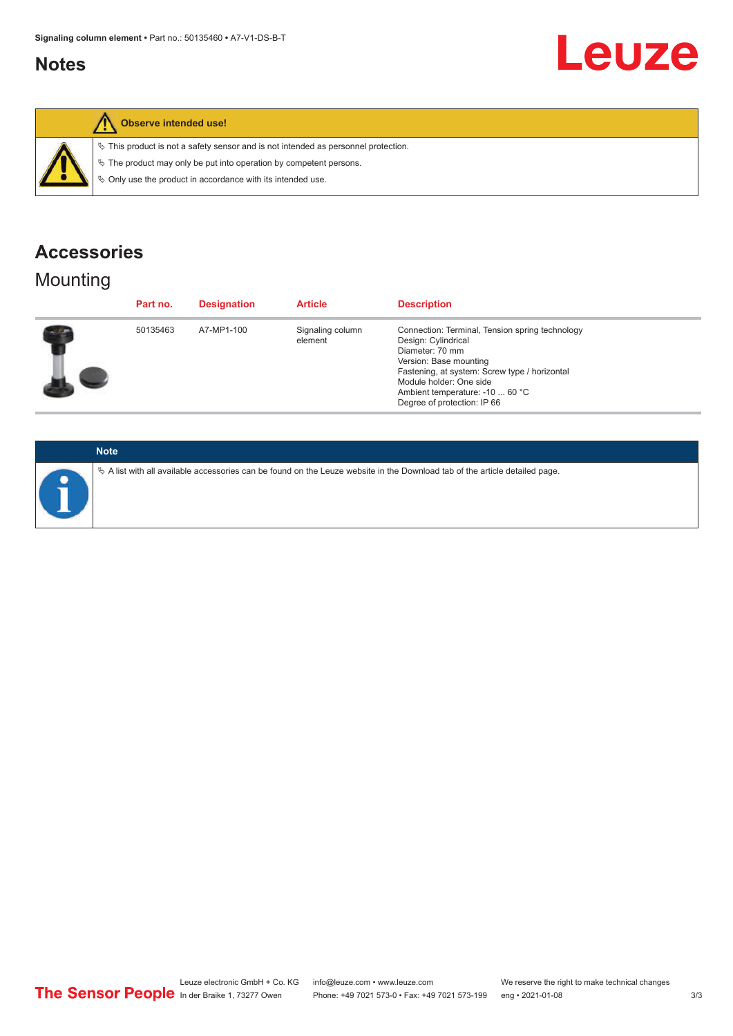## Notes

**Observe intended use!**

- ✎ This product is not a safety sensor and is not intended as personnel protection.
- ✎ The product may only be put into operation by competent persons.
- ✎ Only use the product in accordance with its intended use.

## Accessories

### Mounting

| | Part no. | Designation | Article | Description |
|---|---|---|---|---|
| | 50135463 | A7-MP1-100 | Signaling column element | Connection: Terminal, Tension spring technology<br>Design: Cylindrical<br>Diameter: 70 mm<br>Version: Base mounting<br>Fastening, at system: Screw type / horizontal<br>Module holder: One side<br>Ambient temperature: -10 ... 60 °C<br>Degree of protection: IP 66 |

**Note**

- ✎ A list with all available accessories can be found on the Leuze website in the Download tab of the article detailed page.